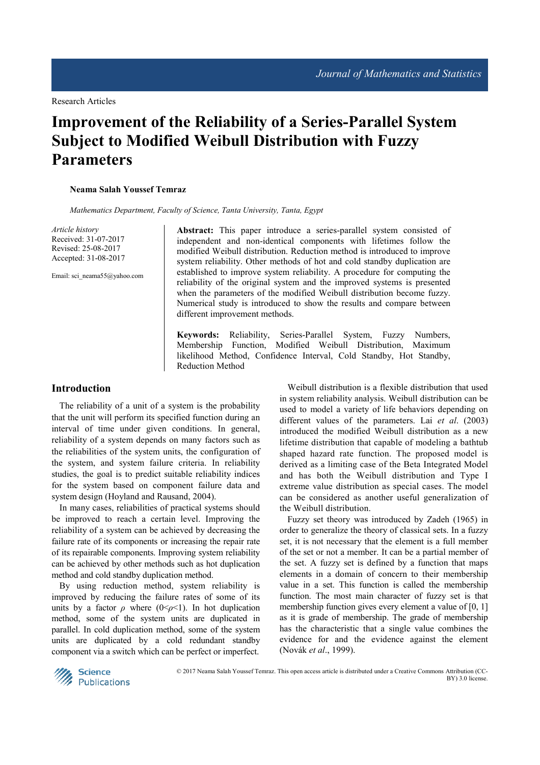Research Articles

# Improvement of the Reliability of a Series-Parallel System Subject to Modified Weibull Distribution with Fuzzy Parameters

**Neama Salah Youssef Temraz**

*Mathematics Department, Faculty of Science, Tanta University, Tanta, Egypt*

*Article history*
Received: 31-07-2017
Revised: 25-08-2017
Accepted: 31-08-2017

Email: sci_neama55@yahoo.com

**Abstract:** This paper introduce a series-parallel system consisted of independent and non-identical components with lifetimes follow the modified Weibull distribution. Reduction method is introduced to improve system reliability. Other methods of hot and cold standby duplication are established to improve system reliability. A procedure for computing the reliability of the original system and the improved systems is presented when the parameters of the modified Weibull distribution become fuzzy. Numerical study is introduced to show the results and compare between different improvement methods.

**Keywords:** Reliability, Series-Parallel System, Fuzzy Numbers, Membership Function, Modified Weibull Distribution, Maximum likelihood Method, Confidence Interval, Cold Standby, Hot Standby, Reduction Method

## Introduction

The reliability of a unit of a system is the probability that the unit will perform its specified function during an interval of time under given conditions. In general, reliability of a system depends on many factors such as the reliabilities of the system units, the configuration of the system, and system failure criteria. In reliability studies, the goal is to predict suitable reliability indices for the system based on component failure data and system design (Hoyland and Rausand, 2004).

In many cases, reliabilities of practical systems should be improved to reach a certain level. Improving the reliability of a system can be achieved by decreasing the failure rate of its components or increasing the repair rate of its repairable components. Improving system reliability can be achieved by other methods such as hot duplication method and cold standby duplication method.

By using reduction method, system reliability is improved by reducing the failure rates of some of its units by a factor $\rho$ where $(0<\rho<1)$. In hot duplication method, some of the system units are duplicated in parallel. In cold duplication method, some of the system units are duplicated by a cold redundant standby component via a switch which can be perfect or imperfect.

Weibull distribution is a flexible distribution that used in system reliability analysis. Weibull distribution can be used to model a variety of life behaviors depending on different values of the parameters. Lai *et al*. (2003) introduced the modified Weibull distribution as a new lifetime distribution that capable of modeling a bathtub shaped hazard rate function. The proposed model is derived as a limiting case of the Beta Integrated Model and has both the Weibull distribution and Type I extreme value distribution as special cases. The model can be considered as another useful generalization of the Weibull distribution.

Fuzzy set theory was introduced by Zadeh (1965) in order to generalize the theory of classical sets. In a fuzzy set, it is not necessary that the element is a full member of the set or not a member. It can be a partial member of the set. A fuzzy set is defined by a function that maps elements in a domain of concern to their membership value in a set. This function is called the membership function. The most main character of fuzzy set is that membership function gives every element a value of [0, 1] as it is grade of membership. The grade of membership has the characteristic that a single value combines the evidence for and the evidence against the element (Novák *et al*., 1999).

© 2017 Neama Salah Youssef Temraz. This open access article is distributed under a Creative Commons Attribution (CC-BY) 3.0 license.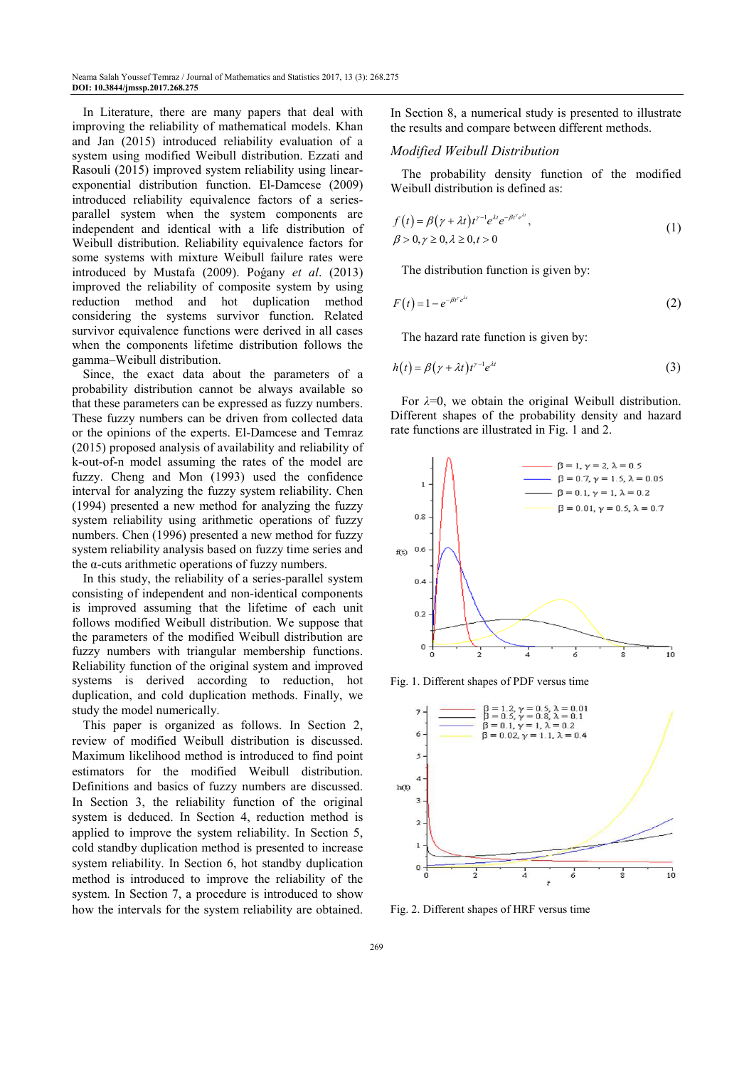In Literature, there are many papers that deal with improving the reliability of mathematical models. Khan and Jan (2015) introduced reliability evaluation of a system using modified Weibull distribution. Ezzati and Rasouli (2015) improved system reliability using linear-exponential distribution function. El-Damcese (2009) introduced reliability equivalence factors of a series-parallel system when the system components are independent and identical with a life distribution of Weibull distribution. Reliability equivalence factors for some systems with mixture Weibull failure rates were introduced by Mustafa (2009). Pogány *et al*. (2013) improved the reliability of composite system by using reduction method and hot duplication method considering the systems survivor function. Related survivor equivalence functions were derived in all cases when the components lifetime distribution follows the gamma–Weibull distribution.

Since, the exact data about the parameters of a probability distribution cannot be always available so that these parameters can be expressed as fuzzy numbers. These fuzzy numbers can be driven from collected data or the opinions of the experts. El-Damcese and Temraz (2015) proposed analysis of availability and reliability of k-out-of-n model assuming the rates of the model are fuzzy. Cheng and Mon (1993) used the confidence interval for analyzing the fuzzy system reliability. Chen (1994) presented a new method for analyzing the fuzzy system reliability using arithmetic operations of fuzzy numbers. Chen (1996) presented a new method for fuzzy system reliability analysis based on fuzzy time series and the α-cuts arithmetic operations of fuzzy numbers.

In this study, the reliability of a series-parallel system consisting of independent and non-identical components is improved assuming that the lifetime of each unit follows modified Weibull distribution. We suppose that the parameters of the modified Weibull distribution are fuzzy numbers with triangular membership functions. Reliability function of the original system and improved systems is derived according to reduction, hot duplication, and cold duplication methods. Finally, we study the model numerically.

This paper is organized as follows. In Section 2, review of modified Weibull distribution is discussed. Maximum likelihood method is introduced to find point estimators for the modified Weibull distribution. Definitions and basics of fuzzy numbers are discussed. In Section 3, the reliability function of the original system is deduced. In Section 4, reduction method is applied to improve the system reliability. In Section 5, cold standby duplication method is presented to increase system reliability. In Section 6, hot standby duplication method is introduced to improve the reliability of the system. In Section 7, a procedure is introduced to show how the intervals for the system reliability are obtained. In Section 8, a numerical study is presented to illustrate the results and compare between different methods.

### *Modified Weibull Distribution*

The probability density function of the modified Weibull distribution is defined as:

$$f(t) = \beta(\gamma + \lambda t)t^{\gamma-1}e^{\lambda t}e^{-\beta t^{\gamma}e^{\lambda t}}, \quad \beta > 0, \gamma \geq 0, \lambda \geq 0, t > 0 \tag{1}$$

The distribution function is given by:

$$F(t) = 1 - e^{-\beta t^{\gamma}e^{\lambda t}} \tag{2}$$

The hazard rate function is given by:

$$h(t) = \beta(\gamma + \lambda t)t^{\gamma-1}e^{\lambda t} \tag{3}$$

For $\lambda=0$, we obtain the original Weibull distribution. Different shapes of the probability density and hazard rate functions are illustrated in Fig. 1 and 2.

Fig. 1. Different shapes of PDF versus time

Fig. 2. Different shapes of HRF versus time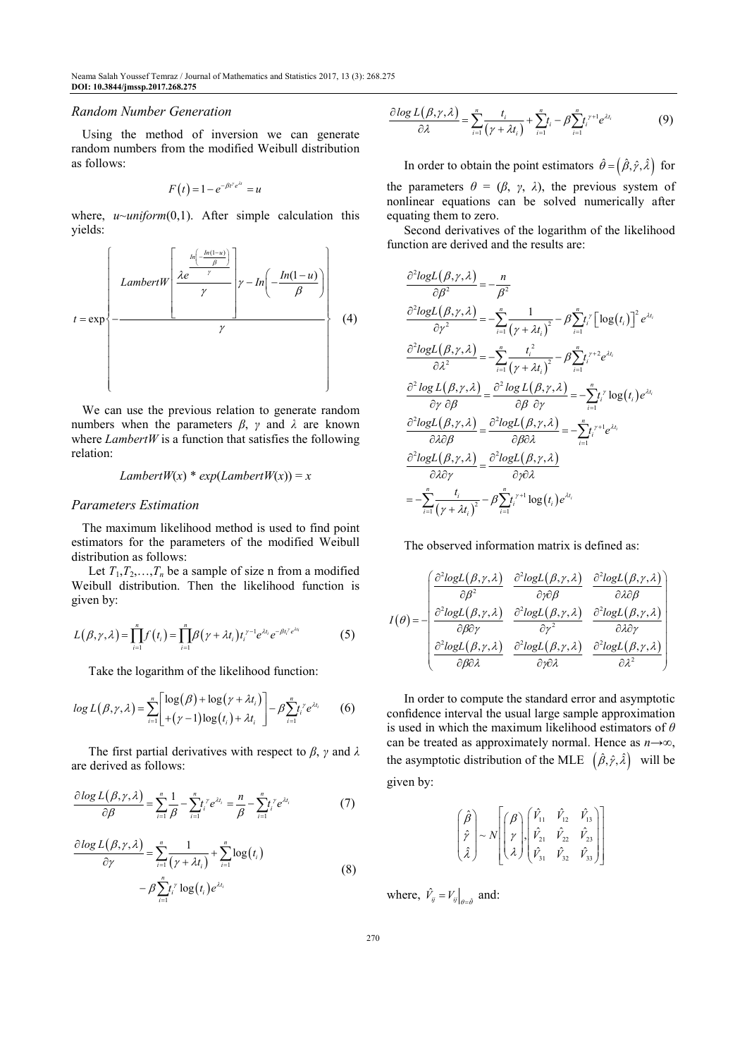### Random Number Generation

Using the method of inversion we can generate random numbers from the modified Weibull distribution as follows:

$$F(t) = 1 - e^{-\beta t^{\gamma} e^{\lambda t}} = u$$

where, $u \sim uniform(0,1)$. After simple calculation this yields:

$$t = \exp\left\{ - \frac{LambertW\left[ \frac{\lambda e^{\frac{In\left(-\frac{In(1-u)}{\beta}\right)}{\gamma}}}{\gamma} \right] \gamma - In\left( -\frac{In(1-u)}{\beta} \right)}{\gamma} \right\} \quad (4)$$

We can use the previous relation to generate random numbers when the parameters $\beta$, $\gamma$ and $\lambda$ are known where *LambertW* is a function that satisfies the following relation:

$$LambertW(x) * exp(LambertW(x)) = x$$

### Parameters Estimation

The maximum likelihood method is used to find point estimators for the parameters of the modified Weibull distribution as follows:

Let $T_1, T_2, \ldots, T_n$ be a sample of size n from a modified Weibull distribution. Then the likelihood function is given by:

$$L(\beta,\gamma,\lambda) = \prod_{i=1}^{n} f(t_i) = \prod_{i=1}^{n} \beta(\gamma + \lambda t_i) t_i^{\gamma-1} e^{\lambda t_i} e^{-\beta t_i^{\gamma} e^{\lambda t_i}} \quad (5)$$

Take the logarithm of the likelihood function:

$$log\, L(\beta,\gamma,\lambda) = \sum_{i=1}^{n} \left[ \begin{array}{l} \log(\beta) + \log(\gamma + \lambda t_i) \\ +(\gamma - 1)\log(t_i) + \lambda t_i \end{array} \right] - \beta \sum_{i=1}^{n} t_i^{\gamma} e^{\lambda t_i} \quad (6)$$

The first partial derivatives with respect to $\beta$, $\gamma$ and $\lambda$ are derived as follows:

$$\frac{\partial log\, L(\beta,\gamma,\lambda)}{\partial \beta} = \sum_{i=1}^{n} \frac{1}{\beta} - \sum_{i=1}^{n} t_i^{\gamma} e^{\lambda t_i} = \frac{n}{\beta} - \sum_{i=1}^{n} t_i^{\gamma} e^{\lambda t_i} \quad (7)$$

$$\frac{\partial log\, L(\beta,\gamma,\lambda)}{\partial \gamma} = \sum_{i=1}^{n} \frac{1}{(\gamma + \lambda t_i)} + \sum_{i=1}^{n} \log(t_i) - \beta \sum_{i=1}^{n} t_i^{\gamma} \log(t_i) e^{\lambda t_i} \quad (8)$$

$$\frac{\partial log\, L(\beta,\gamma,\lambda)}{\partial \lambda} = \sum_{i=1}^{n} \frac{t_i}{(\gamma + \lambda t_i)} + \sum_{i=1}^{n} t_i - \beta \sum_{i=1}^{n} t_i^{\gamma+1} e^{\lambda t_i} \quad (9)$$

In order to obtain the point estimators $\hat{\theta} = (\hat{\beta}, \hat{\gamma}, \hat{\lambda})$ for the parameters $\theta = (\beta, \gamma, \lambda)$, the previous system of nonlinear equations can be solved numerically after equating them to zero.

Second derivatives of the logarithm of the likelihood function are derived and the results are:

$$\frac{\partial^2 logL(\beta,\gamma,\lambda)}{\partial \beta^2} = -\frac{n}{\beta^2}$$

$$\frac{\partial^2 logL(\beta,\gamma,\lambda)}{\partial \gamma^2} = -\sum_{i=1}^{n} \frac{1}{(\gamma + \lambda t_i)^2} - \beta \sum_{i=1}^{n} t_i^{\gamma} \left[\log(t_i)\right]^2 e^{\lambda t_i}$$

$$\frac{\partial^2 logL(\beta,\gamma,\lambda)}{\partial \lambda^2} = -\sum_{i=1}^{n} \frac{t_i^2}{(\gamma + \lambda t_i)^2} - \beta \sum_{i=1}^{n} t_i^{\gamma+2} e^{\lambda t_i}$$

$$\frac{\partial^2 \log L(\beta,\gamma,\lambda)}{\partial \gamma\, \partial \beta} = \frac{\partial^2 \log L(\beta,\gamma,\lambda)}{\partial \beta\, \partial \gamma} = -\sum_{i=1}^{n} t_i^{\gamma} \log(t_i) e^{\lambda t_i}$$

$$\frac{\partial^2 logL(\beta,\gamma,\lambda)}{\partial \lambda \partial \beta} = \frac{\partial^2 logL(\beta,\gamma,\lambda)}{\partial \beta \partial \lambda} = -\sum_{i=1}^{n} t_i^{\gamma+1} e^{\lambda t_i}$$

$$\frac{\partial^2 logL(\beta,\gamma,\lambda)}{\partial \lambda \partial \gamma} = \frac{\partial^2 logL(\beta,\gamma,\lambda)}{\partial \gamma \partial \lambda} = -\sum_{i=1}^{n} \frac{t_i}{(\gamma + \lambda t_i)^2} - \beta \sum_{i=1}^{n} t_i^{\gamma+1} \log(t_i) e^{\lambda t_i}$$

The observed information matrix is defined as:

$$I(\theta) = -\begin{pmatrix} \frac{\partial^2 logL(\beta,\gamma,\lambda)}{\partial \beta^2} & \frac{\partial^2 logL(\beta,\gamma,\lambda)}{\partial \gamma \partial \beta} & \frac{\partial^2 logL(\beta,\gamma,\lambda)}{\partial \lambda \partial \beta} \\ \frac{\partial^2 logL(\beta,\gamma,\lambda)}{\partial \beta \partial \gamma} & \frac{\partial^2 logL(\beta,\gamma,\lambda)}{\partial \gamma^2} & \frac{\partial^2 logL(\beta,\gamma,\lambda)}{\partial \lambda \partial \gamma} \\ \frac{\partial^2 logL(\beta,\gamma,\lambda)}{\partial \beta \partial \lambda} & \frac{\partial^2 logL(\beta,\gamma,\lambda)}{\partial \gamma \partial \lambda} & \frac{\partial^2 logL(\beta,\gamma,\lambda)}{\partial \lambda^2} \end{pmatrix}$$

In order to compute the standard error and asymptotic confidence interval the usual large sample approximation is used in which the maximum likelihood estimators of $\theta$ can be treated as approximately normal. Hence as $n \to \infty$, the asymptotic distribution of the MLE $(\hat{\beta}, \hat{\gamma}, \hat{\lambda})$ will be given by:

$$\begin{pmatrix} \hat{\beta} \\ \hat{\gamma} \\ \hat{\lambda} \end{pmatrix} \sim N\left[ \begin{pmatrix} \beta \\ \gamma \\ \lambda \end{pmatrix}, \begin{pmatrix} \hat{V}_{11} & \hat{V}_{12} & \hat{V}_{13} \\ \hat{V}_{21} & \hat{V}_{22} & \hat{V}_{23} \\ \hat{V}_{31} & \hat{V}_{32} & \hat{V}_{33} \end{pmatrix} \right]$$

where, $\hat{V}_{ij} = V_{ij}\big|_{\theta=\hat{\theta}}$ and: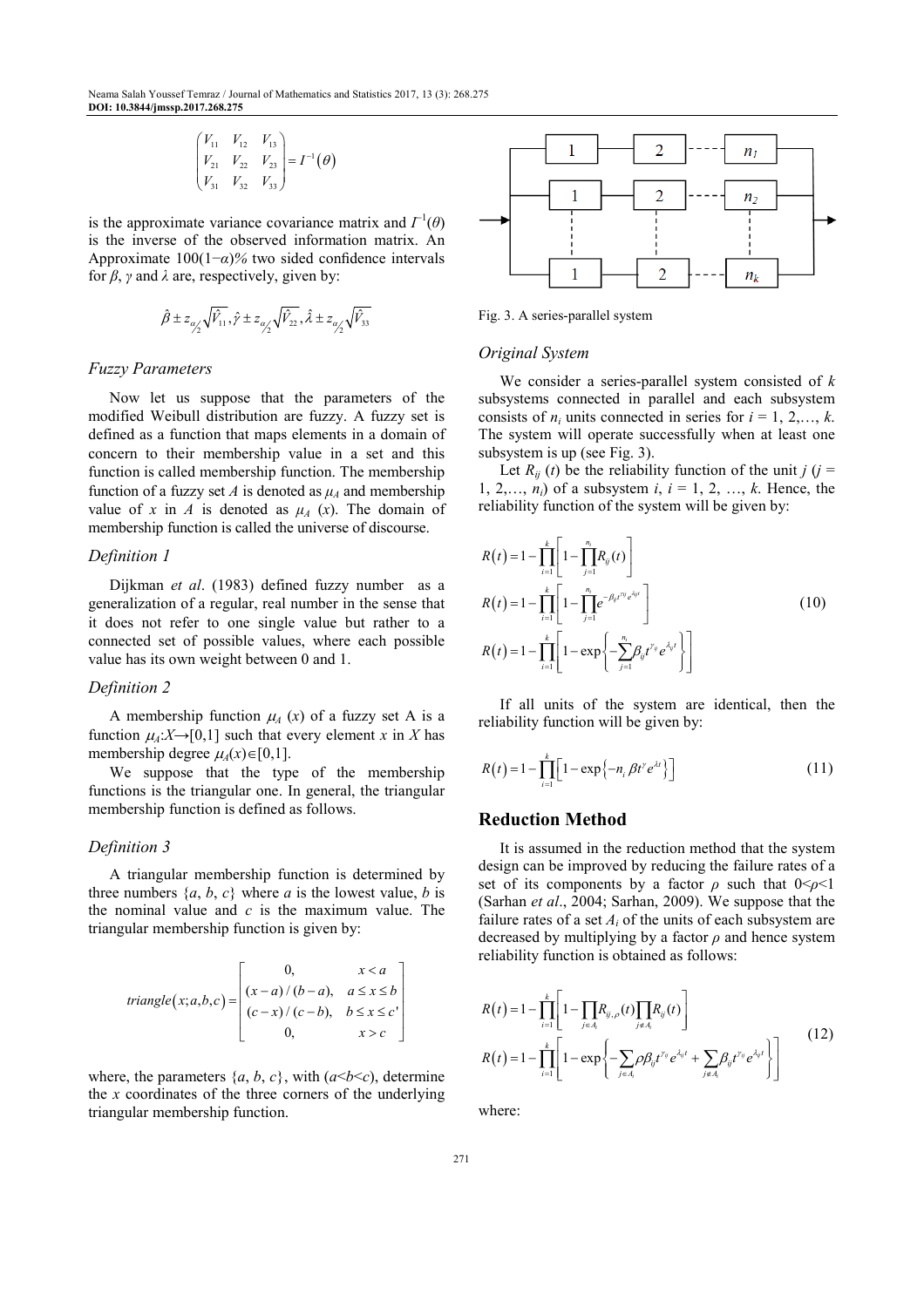$$\begin{pmatrix} V_{11} & V_{12} & V_{13} \\ V_{21} & V_{22} & V_{23} \\ V_{31} & V_{32} & V_{33} \end{pmatrix} = I^{-1}(\theta)$$

is the approximate variance covariance matrix and $I^{-1}(\theta)$ is the inverse of the observed information matrix. An Approximate $100(1-\alpha)\%$ two sided confidence intervals for $\beta$, $\gamma$ and $\lambda$ are, respectively, given by:

$$\hat{\beta} \pm z_{\alpha/2}\sqrt{\hat{V}_{11}}, \hat{\gamma} \pm z_{\alpha/2}\sqrt{\hat{V}_{22}}, \hat{\lambda} \pm z_{\alpha/2}\sqrt{\hat{V}_{33}}$$

### *Fuzzy Parameters*

Now let us suppose that the parameters of the modified Weibull distribution are fuzzy. A fuzzy set is defined as a function that maps elements in a domain of concern to their membership value in a set and this function is called membership function. The membership function of a fuzzy set $A$ is denoted as $\mu_A$ and membership value of $x$ in $A$ is denoted as $\mu_A(x)$. The domain of membership function is called the universe of discourse.

### *Definition 1*

Dijkman *et al*. (1983) defined fuzzy number as a generalization of a regular, real number in the sense that it does not refer to one single value but rather to a connected set of possible values, where each possible value has its own weight between 0 and 1.

### *Definition 2*

A membership function $\mu_A(x)$ of a fuzzy set A is a function $\mu_A$:$X\rightarrow[0,1]$ such that every element $x$ in $X$ has membership degree $\mu_A(x)\in[0,1]$.

We suppose that the type of the membership functions is the triangular one. In general, the triangular membership function is defined as follows.

### *Definition 3*

A triangular membership function is determined by three numbers $\{a, b, c\}$ where $a$ is the lowest value, $b$ is the nominal value and $c$ is the maximum value. The triangular membership function is given by:

$$triangle(x;a,b,c) = \begin{bmatrix} 0, & x < a \\ (x-a)/(b-a), & a \le x \le b \\ (c-x)/(c-b), & b \le x \le c' \\ 0, & x > c \end{bmatrix}$$

where, the parameters $\{a, b, c\}$, with ($a<b<c$), determine the $x$ coordinates of the three corners of the underlying triangular membership function.

Fig. 3. A series-parallel system

### *Original System*

We consider a series-parallel system consisted of $k$ subsystems connected in parallel and each subsystem consists of $n_i$ units connected in series for $i = 1, 2,\ldots, k$. The system will operate successfully when at least one subsystem is up (see Fig. 3).

Let $R_{ij}(t)$ be the reliability function of the unit $j$ ($j = 1, 2,\ldots, n_i$) of a subsystem $i$, $i = 1, 2, \ldots, k$. Hence, the reliability function of the system will be given by:

$$\begin{aligned} R(t) &= 1-\prod_{i=1}^{k}\left[1-\prod_{j=1}^{n_i}R_{ij}(t)\right] \\ R(t) &= 1-\prod_{i=1}^{k}\left[1-\prod_{j=1}^{n_i}e^{-\beta_{ij}t^{\gamma_{ij}}e^{\lambda_{ij}t}}\right] \\ R(t) &= 1-\prod_{i=1}^{k}\left[1-\exp\left\{-\sum_{j=1}^{n_i}\beta_{ij}t^{\gamma_{ij}}e^{\lambda_{ij}t}\right\}\right] \end{aligned} \tag{10}$$

If all units of the system are identical, then the reliability function will be given by:

$$R(t) = 1-\prod_{i=1}^{k}\left[1-\exp\left\{-n_i\,\beta t^{\gamma}e^{\lambda t}\right\}\right] \tag{11}$$

## Reduction Method

It is assumed in the reduction method that the system design can be improved by reducing the failure rates of a set of its components by a factor $\rho$ such that $0<\rho<1$ (Sarhan *et al*., 2004; Sarhan, 2009). We suppose that the failure rates of a set $A_i$ of the units of each subsystem are decreased by multiplying by a factor $\rho$ and hence system reliability function is obtained as follows:

$$\begin{aligned} R(t) &= 1-\prod_{i=1}^{k}\left[1-\prod_{j\in A_i}R_{ij,\rho}(t)\prod_{j\notin A_i}R_{ij}(t)\right] \\ R(t) &= 1-\prod_{i=1}^{k}\left[1-\exp\left\{-\sum_{j\in A_i}\rho\beta_{ij}t^{\gamma_{ij}}e^{\lambda_{ij}t}+\sum_{j\notin A_i}\beta_{ij}t^{\gamma_{ij}}e^{\lambda_{ij}t}\right\}\right] \end{aligned} \tag{12}$$

where: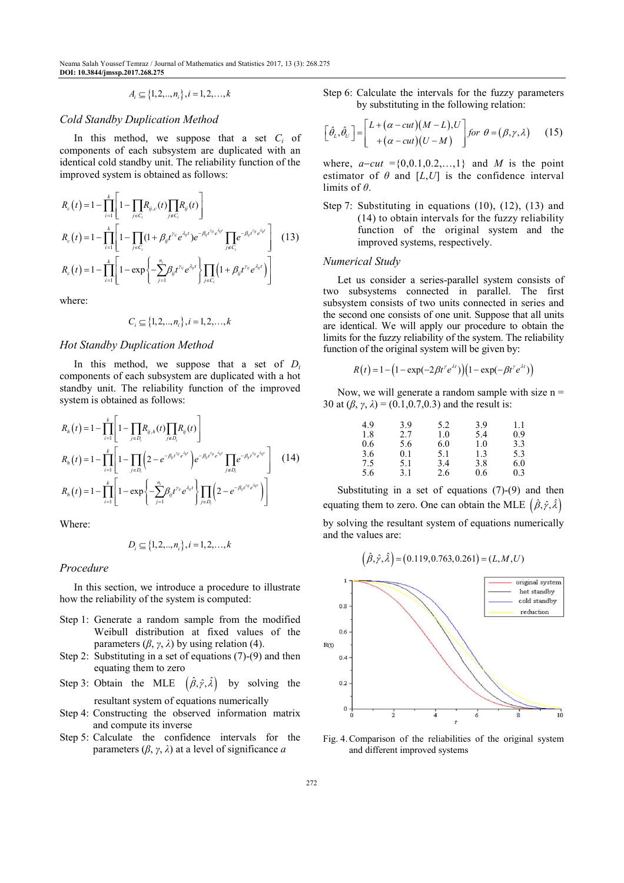$$A_i \subseteq \{1,2,..,n_i\}, i = 1,2,\ldots,k$$

### Cold Standby Duplication Method

In this method, we suppose that a set $C_i$ of components of each subsystem are duplicated with an identical cold standby unit. The reliability function of the improved system is obtained as follows:

$$R_c(t) = 1 - \prod_{i=1}^{k}\left[1 - \prod_{j\in C_i} R_{ij,c}(t) \prod_{j\notin C_i} R_{ij}(t)\right]$$

$$R_c(t) = 1 - \prod_{i=1}^{k}\left[1 - \prod_{j\in C_i}(1+\beta_{ij}t^{\gamma_{ij}}e^{\lambda_{ij}t})e^{-\beta_{ij}t^{\gamma_{ij}}e^{\lambda_{ij}t}} \prod_{j\notin C_i} e^{-\beta_{ij}t^{\gamma_{ij}}e^{\lambda_{ij}t}}\right] \quad (13)$$

$$R_c(t) = 1 - \prod_{i=1}^{k}\left[1 - \exp\left\{-\sum_{j=1}^{n_i}\beta_{ij}t^{\gamma_{ij}}e^{\lambda_{ij}t}\right\}\prod_{j\in C_i}\left(1+\beta_{ij}t^{\gamma_{ij}}e^{\lambda_{ij}t}\right)\right]$$

where:

$$C_i \subseteq \{1,2,..,n_i\}, i = 1,2,\ldots,k$$

### Hot Standby Duplication Method

In this method, we suppose that a set of $D_i$ components of each subsystem are duplicated with a hot standby unit. The reliability function of the improved system is obtained as follows:

$$R_h(t) = 1 - \prod_{i=1}^{k}\left[1 - \prod_{j\in D_i} R_{ij,h}(t) \prod_{j\notin D_i} R_{ij}(t)\right]$$

$$R_h(t) = 1 - \prod_{i=1}^{k}\left[1 - \prod_{j\in D_i}\left(2 - e^{-\beta_{ij}t^{\gamma_{ij}}e^{\lambda_{ij}t}}\right)e^{-\beta_{ij}t^{\gamma_{ij}}e^{\lambda_{ij}t}} \prod_{j\notin D_i} e^{-\beta_{ij}t^{\gamma_{ij}}e^{\lambda_{ij}t}}\right] \quad (14)$$

$$R_h(t) = 1 - \prod_{i=1}^{k}\left[1 - \exp\left\{-\sum_{j=1}^{n_i}\beta_{ij}t^{\gamma_{ij}}e^{\lambda_{ij}t}\right\}\prod_{j\in D_i}\left(2 - e^{-\beta_{ij}t^{\gamma_{ij}}e^{\lambda_{ij}t}}\right)\right]$$

Where:

$$D_i \subseteq \{1,2,..,n_i\}, i = 1,2,\ldots,k$$

### Procedure

In this section, we introduce a procedure to illustrate how the reliability of the system is computed:

- Step 1: Generate a random sample from the modified Weibull distribution at fixed values of the parameters ($\beta$, $\gamma$, $\lambda$) by using relation (4).
- Step 2: Substituting in a set of equations (7)-(9) and then equating them to zero
- Step 3: Obtain the MLE $(\hat{\beta},\hat{\gamma},\hat{\lambda})$ by solving the resultant system of equations numerically
- Step 4: Constructing the observed information matrix and compute its inverse
- Step 5: Calculate the confidence intervals for the parameters ($\beta$, $\gamma$, $\lambda$) at a level of significance $a$
- Step 6: Calculate the intervals for the fuzzy parameters by substituting in the following relation:

$$\left[\hat{\theta}_L,\hat{\theta}_U\right] = \begin{bmatrix} L + (\alpha - cut)(M - L), U \\ + (\alpha - cut)(U - M) \end{bmatrix} \; for \; \theta = (\beta,\gamma,\lambda) \quad (15)$$

where, $a$–$cut$ = {0,0.1,0.2,…,1} and $M$ is the point estimator of $\theta$ and $[L,U]$ is the confidence interval limits of $\theta$.

- Step 7: Substituting in equations (10), (12), (13) and (14) to obtain intervals for the fuzzy reliability function of the original system and the improved systems, respectively.

### Numerical Study

Let us consider a series-parallel system consists of two subsystems connected in parallel. The first subsystem consists of two units connected in series and the second one consists of one unit. Suppose that all units are identical. We will apply our procedure to obtain the limits for the fuzzy reliability of the system. The reliability function of the original system will be given by:

$$R(t) = 1 - \left(1 - \exp(-2\beta t^{\gamma}e^{\lambda t})\right)\left(1 - \exp(-\beta t^{\gamma}e^{\lambda t})\right)$$

Now, we will generate a random sample with size n = 30 at ($\beta$, $\gamma$, $\lambda$) = (0.1,0.7,0.3) and the result is:

| | | | | |
|---|---|---|---|---|
| 4.9 | 3.9 | 5.2 | 3.9 | 1.1 |
| 1.8 | 2.7 | 1.0 | 5.4 | 0.9 |
| 0.6 | 5.6 | 6.0 | 1.0 | 3.3 |
| 3.6 | 0.1 | 5.1 | 1.3 | 5.3 |
| 7.5 | 5.1 | 3.4 | 3.8 | 6.0 |
| 5.6 | 3.1 | 2.6 | 0.6 | 0.3 |

Substituting in a set of equations (7)-(9) and then equating them to zero. One can obtain the MLE $(\hat{\beta},\hat{\gamma},\hat{\lambda})$ by solving the resultant system of equations numerically and the values are:

$$(\hat{\beta},\hat{\gamma},\hat{\lambda}) = (0.119, 0.763, 0.261) = (L, M, U)$$

Fig. 4. Comparison of the reliabilities of the original system and different improved systems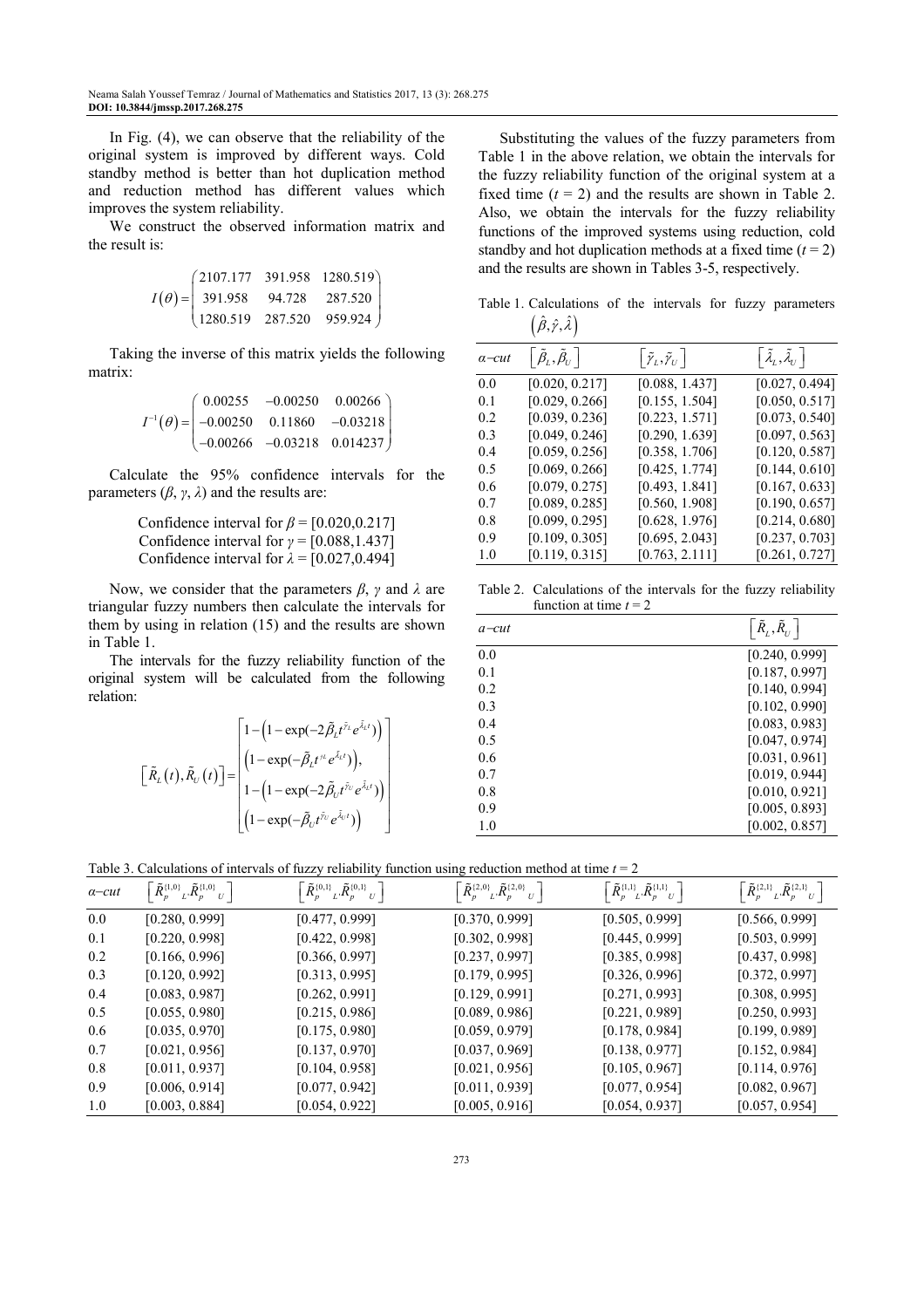In Fig. (4), we can observe that the reliability of the original system is improved by different ways. Cold standby method is better than hot duplication method and reduction method has different values which improves the system reliability.

We construct the observed information matrix and the result is:

$$I(\theta) = \begin{pmatrix} 2107.177 & 391.958 & 1280.519 \\ 391.958 & 94.728 & 287.520 \\ 1280.519 & 287.520 & 959.924 \end{pmatrix}$$

Taking the inverse of this matrix yields the following matrix:

$$I^{-1}(\theta) = \begin{pmatrix} 0.00255 & -0.00250 & 0.00266 \\ -0.00250 & 0.11860 & -0.03218 \\ -0.00266 & -0.03218 & 0.014237 \end{pmatrix}$$

Calculate the 95% confidence intervals for the parameters ($\beta$, $\gamma$, $\lambda$) and the results are:

Confidence interval for $\beta$ = [0.020,0.217]
Confidence interval for $\gamma$ = [0.088,1.437]
Confidence interval for $\lambda$ = [0.027,0.494]

Now, we consider that the parameters $\beta$, $\gamma$ and $\lambda$ are triangular fuzzy numbers then calculate the intervals for them by using in relation (15) and the results are shown in Table 1.

The intervals for the fuzzy reliability function of the original system will be calculated from the following relation:

$$\left[\tilde{R}_L(t), \tilde{R}_U(t)\right] = \begin{bmatrix} 1-\left(1-\exp(-2\tilde{\beta}_L t^{\tilde{\gamma}_L} e^{\tilde{\lambda}_L t})\right) \\ \left(1-\exp(-\tilde{\beta}_L t^{\gamma_L} e^{\tilde{\lambda}_L t})\right), \\ 1-\left(1-\exp(-2\tilde{\beta}_U t^{\tilde{\gamma}_U} e^{\tilde{\lambda}_U t})\right) \\ \left(1-\exp(-\tilde{\beta}_U t^{\tilde{\gamma}_U} e^{\tilde{\lambda}_U t})\right) \end{bmatrix}$$

Substituting the values of the fuzzy parameters from Table 1 in the above relation, we obtain the intervals for the fuzzy reliability function of the original system at a fixed time ($t$ = 2) and the results are shown in Table 2. Also, we obtain the intervals for the fuzzy reliability functions of the improved systems using reduction, cold standby and hot duplication methods at a fixed time ($t$ = 2) and the results are shown in Tables 3-5, respectively.

Table 1. Calculations of the intervals for fuzzy parameters $(\hat{\beta}, \hat{\gamma}, \hat{\lambda})$

| $\alpha$−cut | $\left[\tilde{\beta}_L, \tilde{\beta}_U\right]$ | $\left[\tilde{\gamma}_L, \tilde{\gamma}_U\right]$ | $\left[\tilde{\lambda}_L, \tilde{\lambda}_U\right]$ |
|---|---|---|---|
| 0.0 | [0.020, 0.217] | [0.088, 1.437] | [0.027, 0.494] |
| 0.1 | [0.029, 0.266] | [0.155, 1.504] | [0.050, 0.517] |
| 0.2 | [0.039, 0.236] | [0.223, 1.571] | [0.073, 0.540] |
| 0.3 | [0.049, 0.246] | [0.290, 1.639] | [0.097, 0.563] |
| 0.4 | [0.059, 0.256] | [0.358, 1.706] | [0.120, 0.587] |
| 0.5 | [0.069, 0.266] | [0.425, 1.774] | [0.144, 0.610] |
| 0.6 | [0.079, 0.275] | [0.493, 1.841] | [0.167, 0.633] |
| 0.7 | [0.089, 0.285] | [0.560, 1.908] | [0.190, 0.657] |
| 0.8 | [0.099, 0.295] | [0.628, 1.976] | [0.214, 0.680] |
| 0.9 | [0.109, 0.305] | [0.695, 2.043] | [0.237, 0.703] |
| 1.0 | [0.119, 0.315] | [0.763, 2.111] | [0.261, 0.727] |

Table 2. Calculations of the intervals for the fuzzy reliability function at time $t$ = 2

| $a$−cut | $\left[\tilde{R}_L, \tilde{R}_U\right]$ |
|---|---|
| 0.0 | [0.240, 0.999] |
| 0.1 | [0.187, 0.997] |
| 0.2 | [0.140, 0.994] |
| 0.3 | [0.102, 0.990] |
| 0.4 | [0.083, 0.983] |
| 0.5 | [0.047, 0.974] |
| 0.6 | [0.031, 0.961] |
| 0.7 | [0.019, 0.944] |
| 0.8 | [0.010, 0.921] |
| 0.9 | [0.005, 0.893] |
| 1.0 | [0.002, 0.857] |

Table 3. Calculations of intervals of fuzzy reliability function using reduction method at time $t$ = 2

| $\alpha$−cut | $\left[\tilde{R}_p^{\{1,0\}}{}_L, \tilde{R}_p^{\{1,0\}}{}_U\right]$ | $\left[\tilde{R}_p^{\{0,1\}}{}_L, \tilde{R}_p^{\{0,1\}}{}_U\right]$ | $\left[\tilde{R}_p^{\{2,0\}}{}_L, \tilde{R}_p^{\{2,0\}}{}_U\right]$ | $\left[\tilde{R}_p^{\{1,1\}}{}_L, \tilde{R}_p^{\{1,1\}}{}_U\right]$ | $\left[\tilde{R}_p^{\{2,1\}}{}_L, \tilde{R}_p^{\{2,1\}}{}_U\right]$ |
|---|---|---|---|---|---|
| 0.0 | [0.280, 0.999] | [0.477, 0.999] | [0.370, 0.999] | [0.505, 0.999] | [0.566, 0.999] |
| 0.1 | [0.220, 0.998] | [0.422, 0.998] | [0.302, 0.998] | [0.445, 0.999] | [0.503, 0.999] |
| 0.2 | [0.166, 0.996] | [0.366, 0.997] | [0.237, 0.997] | [0.385, 0.998] | [0.437, 0.998] |
| 0.3 | [0.120, 0.992] | [0.313, 0.995] | [0.179, 0.995] | [0.326, 0.996] | [0.372, 0.997] |
| 0.4 | [0.083, 0.987] | [0.262, 0.991] | [0.129, 0.991] | [0.271, 0.993] | [0.308, 0.995] |
| 0.5 | [0.055, 0.980] | [0.215, 0.986] | [0.089, 0.986] | [0.221, 0.989] | [0.250, 0.993] |
| 0.6 | [0.035, 0.970] | [0.175, 0.980] | [0.059, 0.979] | [0.178, 0.984] | [0.199, 0.989] |
| 0.7 | [0.021, 0.956] | [0.137, 0.970] | [0.037, 0.969] | [0.138, 0.977] | [0.152, 0.984] |
| 0.8 | [0.011, 0.937] | [0.104, 0.958] | [0.021, 0.956] | [0.105, 0.967] | [0.114, 0.976] |
| 0.9 | [0.006, 0.914] | [0.077, 0.942] | [0.011, 0.939] | [0.077, 0.954] | [0.082, 0.967] |
| 1.0 | [0.003, 0.884] | [0.054, 0.922] | [0.005, 0.916] | [0.054, 0.937] | [0.057, 0.954] |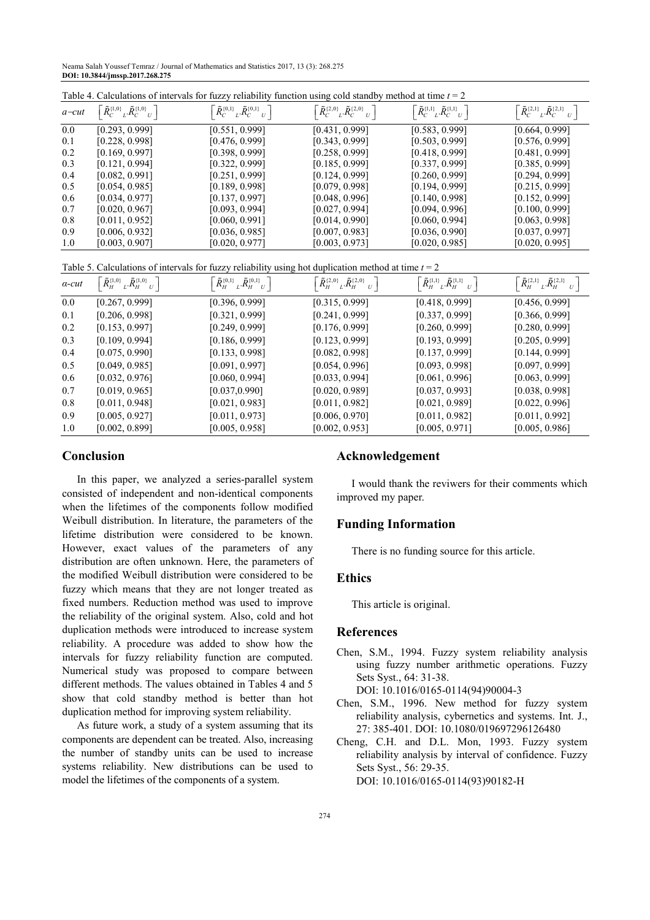Table 4. Calculations of intervals for fuzzy reliability function using cold standby method at time $t = 2$

| $\alpha$−cut | $\left[\tilde{R}_C^{\{1,0\}}{}_L, \tilde{R}_C^{\{1,0\}}{}_U\right]$ | $\left[\tilde{R}_C^{\{0,1\}}{}_L, \tilde{R}_C^{\{0,1\}}{}_U\right]$ | $\left[\tilde{R}_C^{\{2,0\}}{}_L, \tilde{R}_C^{\{2,0\}}{}_U\right]$ | $\left[\tilde{R}_C^{\{1,1\}}{}_L, \tilde{R}_C^{\{1,1\}}{}_U\right]$ | $\left[\tilde{R}_C^{\{2,1\}}{}_L, \tilde{R}_C^{\{2,1\}}{}_U\right]$ |
|---|---|---|---|---|---|
| 0.0 | [0.293, 0.999] | [0.551, 0.999] | [0.431, 0.999] | [0.583, 0.999] | [0.664, 0.999] |
| 0.1 | [0.228, 0.998] | [0.476, 0.999] | [0.343, 0.999] | [0.503, 0.999] | [0.576, 0.999] |
| 0.2 | [0.169, 0.997] | [0.398, 0.999] | [0.258, 0.999] | [0.418, 0.999] | [0.481, 0.999] |
| 0.3 | [0.121, 0.994] | [0.322, 0.999] | [0.185, 0.999] | [0.337, 0.999] | [0.385, 0.999] |
| 0.4 | [0.082, 0.991] | [0.251, 0.999] | [0.124, 0.999] | [0.260, 0.999] | [0.294, 0.999] |
| 0.5 | [0.054, 0.985] | [0.189, 0.998] | [0.079, 0.998] | [0.194, 0.999] | [0.215, 0.999] |
| 0.6 | [0.034, 0.977] | [0.137, 0.997] | [0.048, 0.996] | [0.140, 0.998] | [0.152, 0.999] |
| 0.7 | [0.020, 0.967] | [0.093, 0.994] | [0.027, 0.994] | [0.094, 0.996] | [0.100, 0.999] |
| 0.8 | [0.011, 0.952] | [0.060, 0.991] | [0.014, 0.990] | [0.060, 0.994] | [0.063, 0.998] |
| 0.9 | [0.006, 0.932] | [0.036, 0.985] | [0.007, 0.983] | [0.036, 0.990] | [0.037, 0.997] |
| 1.0 | [0.003, 0.907] | [0.020, 0.977] | [0.003, 0.973] | [0.020, 0.985] | [0.020, 0.995] |

Table 5. Calculations of intervals for fuzzy reliability using hot duplication method at time $t = 2$

| $\alpha$-cut | $\left[\tilde{R}_H^{\{1,0\}}{}_L, \tilde{R}_H^{\{1,0\}}{}_U\right]$ | $\left[\tilde{R}_H^{\{0,1\}}{}_L, \tilde{R}_H^{\{0,1\}}{}_U\right]$ | $\left[\tilde{R}_H^{\{2,0\}}{}_L, \tilde{R}_H^{\{2,0\}}{}_U\right]$ | $\left[\tilde{R}_H^{\{1,1\}}{}_L, \tilde{R}_H^{\{1,1\}}{}_U\right]$ | $\left[\tilde{R}_H^{\{2,1\}}{}_L, \tilde{R}_H^{\{2,1\}}{}_U\right]$ |
|---|---|---|---|---|---|
| 0.0 | [0.267, 0.999] | [0.396, 0.999] | [0.315, 0.999] | [0.418, 0.999] | [0.456, 0.999] |
| 0.1 | [0.206, 0.998] | [0.321, 0.999] | [0.241, 0.999] | [0.337, 0.999] | [0.366, 0.999] |
| 0.2 | [0.153, 0.997] | [0.249, 0.999] | [0.176, 0.999] | [0.260, 0.999] | [0.280, 0.999] |
| 0.3 | [0.109, 0.994] | [0.186, 0.999] | [0.123, 0.999] | [0.193, 0.999] | [0.205, 0.999] |
| 0.4 | [0.075, 0.990] | [0.133, 0.998] | [0.082, 0.998] | [0.137, 0.999] | [0.144, 0.999] |
| 0.5 | [0.049, 0.985] | [0.091, 0.997] | [0.054, 0.996] | [0.093, 0.998] | [0.097, 0.999] |
| 0.6 | [0.032, 0.976] | [0.060, 0.994] | [0.033, 0.994] | [0.061, 0.996] | [0.063, 0.999] |
| 0.7 | [0.019, 0.965] | [0.037,0.990] | [0.020, 0.989] | [0.037, 0.993] | [0.038, 0.998] |
| 0.8 | [0.011, 0.948] | [0.021, 0.983] | [0.011, 0.982] | [0.021, 0.989] | [0.022, 0.996] |
| 0.9 | [0.005, 0.927] | [0.011, 0.973] | [0.006, 0.970] | [0.011, 0.982] | [0.011, 0.992] |
| 1.0 | [0.002, 0.899] | [0.005, 0.958] | [0.002, 0.953] | [0.005, 0.971] | [0.005, 0.986] |

## Conclusion

In this paper, we analyzed a series-parallel system consisted of independent and non-identical components when the lifetimes of the components follow modified Weibull distribution. In literature, the parameters of the lifetime distribution were considered to be known. However, exact values of the parameters of any distribution are often unknown. Here, the parameters of the modified Weibull distribution were considered to be fuzzy which means that they are not longer treated as fixed numbers. Reduction method was used to improve the reliability of the original system. Also, cold and hot duplication methods were introduced to increase system reliability. A procedure was added to show how the intervals for fuzzy reliability function are computed. Numerical study was proposed to compare between different methods. The values obtained in Tables 4 and 5 show that cold standby method is better than hot duplication method for improving system reliability.

As future work, a study of a system assuming that its components are dependent can be treated. Also, increasing the number of standby units can be used to increase systems reliability. New distributions can be used to model the lifetimes of the components of a system.

## Acknowledgement

I would thank the reviwers for their comments which improved my paper.

## Funding Information

There is no funding source for this article.

## Ethics

This article is original.

## References

Chen, S.M., 1994. Fuzzy system reliability analysis using fuzzy number arithmetic operations. Fuzzy Sets Syst., 64: 31-38. DOI: 10.1016/0165-0114(94)90004-3

Chen, S.M., 1996. New method for fuzzy system reliability analysis, cybernetics and systems. Int. J., 27: 385-401. DOI: 10.1080/019697296126480

Cheng, C.H. and D.L. Mon, 1993. Fuzzy system reliability analysis by interval of confidence. Fuzzy Sets Syst., 56: 29-35. DOI: 10.1016/0165-0114(93)90182-H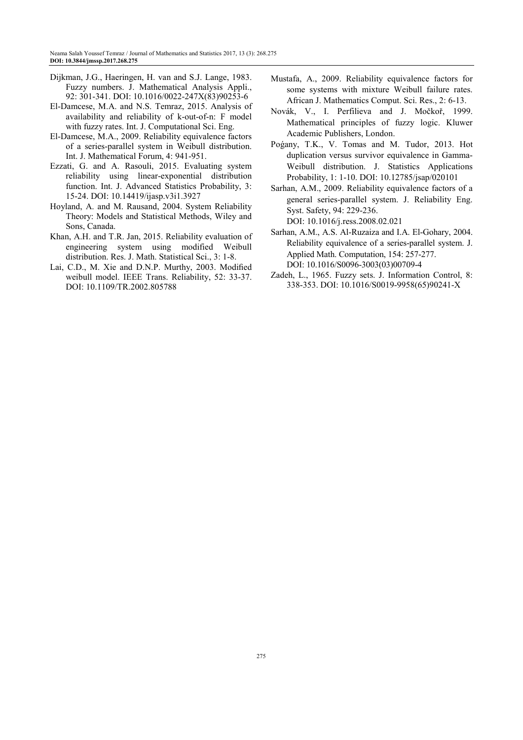Dijkman, J.G., Haeringen, H. van and S.J. Lange, 1983. Fuzzy numbers. J. Mathematical Analysis Appli., 92: 301-341. DOI: 10.1016/0022-247X(83)90253-6

El-Damcese, M.A. and N.S. Temraz, 2015. Analysis of availability and reliability of k-out-of-n: F model with fuzzy rates. Int. J. Computational Sci. Eng.

El-Damcese, M.A., 2009. Reliability equivalence factors of a series-parallel system in Weibull distribution. Int. J. Mathematical Forum, 4: 941-951.

Ezzati, G. and A. Rasouli, 2015. Evaluating system reliability using linear-exponential distribution function. Int. J. Advanced Statistics Probability, 3: 15-24. DOI: 10.14419/ijasp.v3i1.3927

Hoyland, A. and M. Rausand, 2004. System Reliability Theory: Models and Statistical Methods, Wiley and Sons, Canada.

Khan, A.H. and T.R. Jan, 2015. Reliability evaluation of engineering system using modified Weibull distribution. Res. J. Math. Statistical Sci., 3: 1-8.

Lai, C.D., M. Xie and D.N.P. Murthy, 2003. Modified weibull model. IEEE Trans. Reliability, 52: 33-37. DOI: 10.1109/TR.2002.805788

Mustafa, A., 2009. Reliability equivalence factors for some systems with mixture Weibull failure rates. African J. Mathematics Comput. Sci. Res., 2: 6-13.

Novák, V., I. Perfilieva and J. Močkoř, 1999. Mathematical principles of fuzzy logic. Kluwer Academic Publishers, London.

Poǵany, T.K., V. Tomas and M. Tudor, 2013. Hot duplication versus survivor equivalence in Gamma-Weibull distribution. J. Statistics Applications Probability, 1: 1-10. DOI: 10.12785/jsap/020101

Sarhan, A.M., 2009. Reliability equivalence factors of a general series-parallel system. J. Reliability Eng. Syst. Safety, 94: 229-236. DOI: 10.1016/j.ress.2008.02.021

Sarhan, A.M., A.S. Al-Ruzaiza and I.A. El-Gohary, 2004. Reliability equivalence of a series-parallel system. J. Applied Math. Computation, 154: 257-277. DOI: 10.1016/S0096-3003(03)00709-4

Zadeh, L., 1965. Fuzzy sets. J. Information Control, 8: 338-353. DOI: 10.1016/S0019-9958(65)90241-X